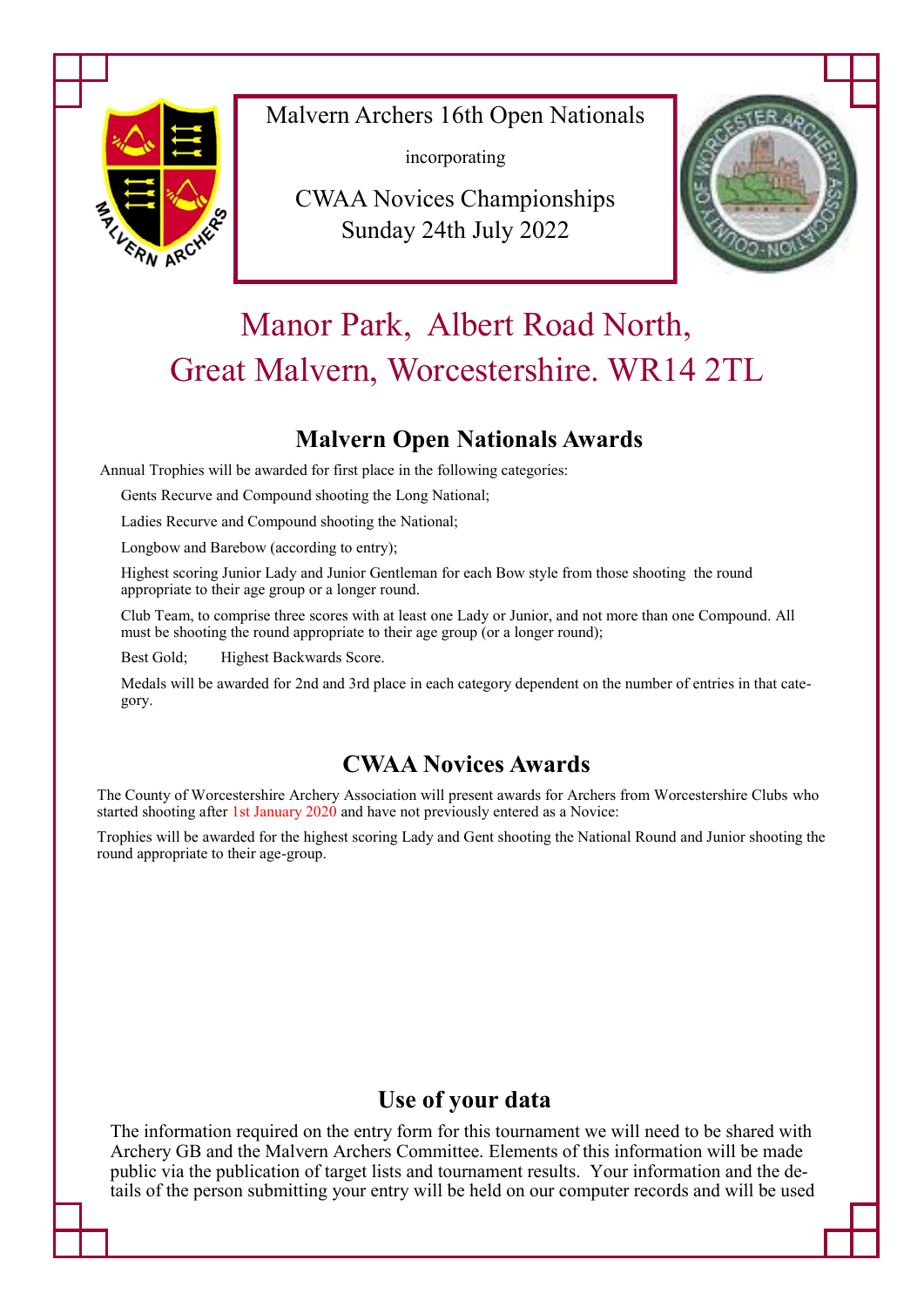Malvern Archers 16th Open Nationals

incorporating

CWAA Novices Championships
Sunday 24th July 2022

# Manor Park, Albert Road North, Great Malvern, Worcestershire. WR14 2TL

## Malvern Open Nationals Awards

Annual Trophies will be awarded for first place in the following categories:

Gents Recurve and Compound shooting the Long National;

Ladies Recurve and Compound shooting the National;

Longbow and Barebow (according to entry);

Highest scoring Junior Lady and Junior Gentleman for each Bow style from those shooting the round appropriate to their age group or a longer round.

Club Team, to comprise three scores with at least one Lady or Junior, and not more than one Compound. All must be shooting the round appropriate to their age group (or a longer round);

Best Gold; Highest Backwards Score.

Medals will be awarded for 2nd and 3rd place in each category dependent on the number of entries in that category.

## CWAA Novices Awards

The County of Worcestershire Archery Association will present awards for Archers from Worcestershire Clubs who started shooting after 1st January 2020 and have not previously entered as a Novice:

Trophies will be awarded for the highest scoring Lady and Gent shooting the National Round and Junior shooting the round appropriate to their age-group.

## Use of your data

The information required on the entry form for this tournament we will need to be shared with Archery GB and the Malvern Archers Committee. Elements of this information will be made public via the publication of target lists and tournament results. Your information and the details of the person submitting your entry will be held on our computer records and will be used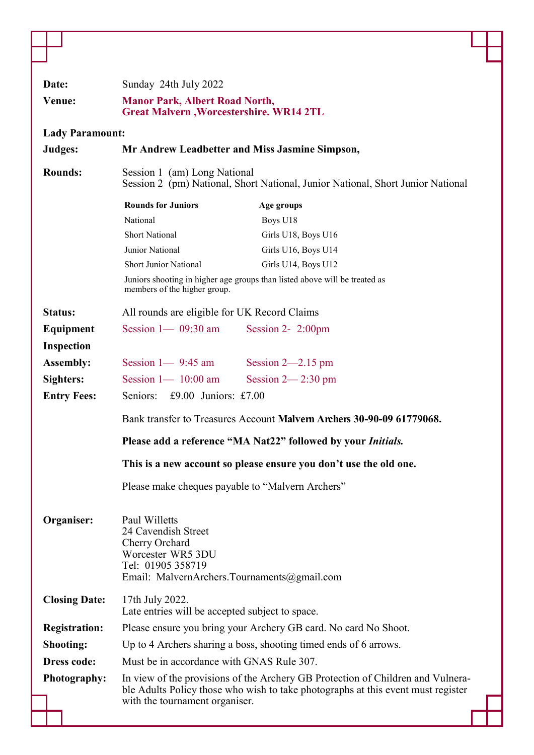**Date:** Sunday 24th July 2022

**Venue:** **Manor Park, Albert Road North, Great Malvern ,Worcestershire. WR14 2TL**

**Lady Paramount:**

**Judges:** **Mr Andrew Leadbetter and Miss Jasmine Simpson,**

**Rounds:** Session 1 (am) Long National
Session 2 (pm) National, Short National, Junior National, Short Junior National

| Rounds for Juniors | Age groups |
|---|---|
| National | Boys U18 |
| Short National | Girls U18, Boys U16 |
| Junior National | Girls U16, Boys U14 |
| Short Junior National | Girls U14, Boys U12 |

Juniors shooting in higher age groups than listed above will be treated as members of the higher group.

**Status:** All rounds are eligible for UK Record Claims

**Equipment Inspection** Session 1— 09:30 am Session 2- 2:00pm

**Assembly:** Session 1— 9:45 am Session 2—2.15 pm

**Sighters:** Session 1— 10:00 am Session 2— 2:30 pm

**Entry Fees:** Seniors: £9.00 Juniors: £7.00

Bank transfer to Treasures Account **Malvern Archers 30-90-09 61779068.**

**Please add a reference "MA Nat22" followed by your *Initials.***

**This is a new account so please ensure you don't use the old one.**

Please make cheques payable to "Malvern Archers"

**Organiser:** Paul Willetts
24 Cavendish Street
Cherry Orchard
Worcester WR5 3DU
Tel: 01905 358719
Email: MalvernArchers.Tournaments@gmail.com

**Closing Date:** 17th July 2022.
Late entries will be accepted subject to space.

**Registration:** Please ensure you bring your Archery GB card. No card No Shoot.

**Shooting:** Up to 4 Archers sharing a boss, shooting timed ends of 6 arrows.

**Dress code:** Must be in accordance with GNAS Rule 307.

**Photography:** In view of the provisions of the Archery GB Protection of Children and Vulnerable Adults Policy those who wish to take photographs at this event must register with the tournament organiser.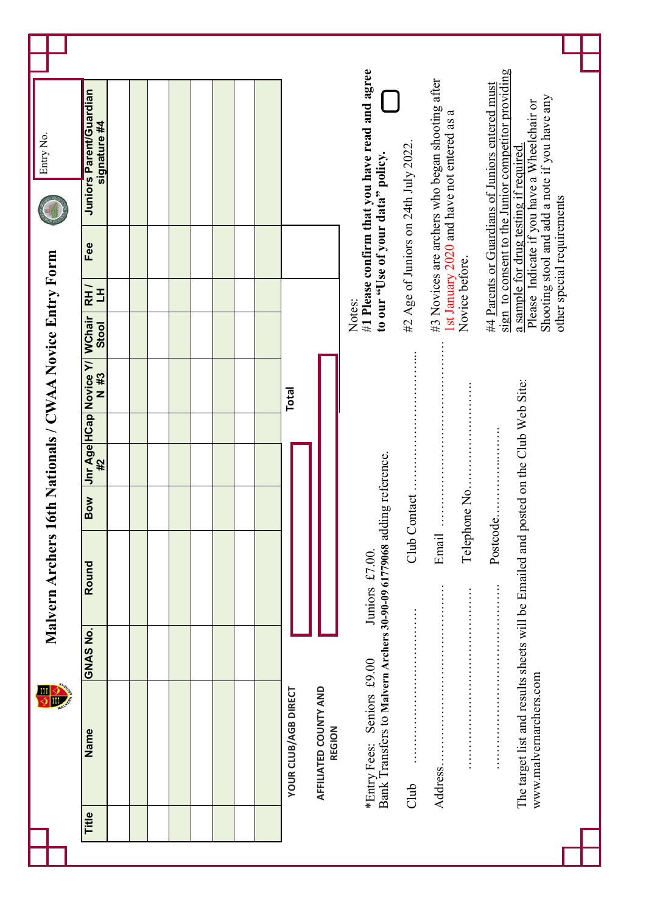# Malvern Archers 16th Nationals / CWAA Novice Entry Form

Entry No.

| Title | Name | GNAS No. | Round | Bow | Jnr Age #2 | HCap | Novice Y/N #3 | WChair Stool | RH / LH | Fee | Juniors Parent/Guardian signature #4 |
|---|---|---|---|---|---|---|---|---|---|---|---|
| | | | | | | | | | | | |
| | | | | | | | | | | | |
| | | | | | | | | | | | |
| | | | | | | | | | | | |
| | | | | | | | | | | | |
| | | | | | | | | | | | |
| | | | | | | | | | | | |
| | | | | | | | | | | | |

YOUR CLUB/AGB DIRECT

AFFILIATED COUNTY AND REGION

Total

*Entry Fees: Seniors £9.00 Juniors £7.00.
Bank Transfers to **Malvern Archers 30-90-09 61779068** adding reference.

Club ............................ Club Contact ............................

Address............................ Email ............................

............................ Telephone No............................

............................ Postcode............................

The target list and results sheets will be Emailed and posted on the Club Web Site: www.malvernarchers.com

Notes:

**#1 Please confirm that you have read and agree to our "Use of your data" policy.** ☐

#2 Age of Juniors on 24th July 2022.

#3 Novices are archers who began shooting after 1st January 2020 and have not entered as a Novice before.

#4 Parents or Guardians of Juniors entered must sign to consent to the Junior competitor providing a sample for drug testing if required.
Please Indicate if you have a Wheelchair or Shooting stool and add a note if you have any other special requirements